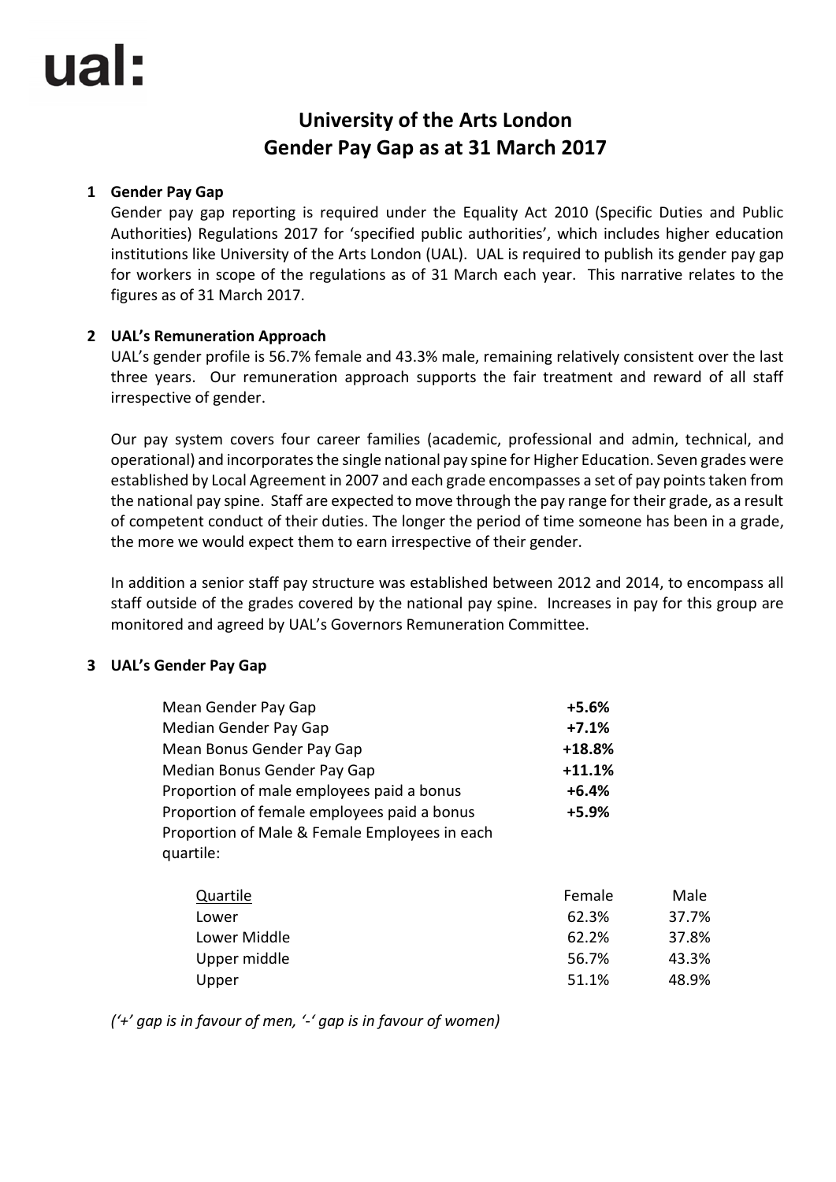ual:

# University of the Arts London
# Gender Pay Gap as at 31 March 2017

## 1 Gender Pay Gap

Gender pay gap reporting is required under the Equality Act 2010 (Specific Duties and Public Authorities) Regulations 2017 for 'specified public authorities', which includes higher education institutions like University of the Arts London (UAL). UAL is required to publish its gender pay gap for workers in scope of the regulations as of 31 March each year. This narrative relates to the figures as of 31 March 2017.

## 2 UAL's Remuneration Approach

UAL's gender profile is 56.7% female and 43.3% male, remaining relatively consistent over the last three years. Our remuneration approach supports the fair treatment and reward of all staff irrespective of gender.

Our pay system covers four career families (academic, professional and admin, technical, and operational) and incorporates the single national pay spine for Higher Education. Seven grades were established by Local Agreement in 2007 and each grade encompasses a set of pay points taken from the national pay spine. Staff are expected to move through the pay range for their grade, as a result of competent conduct of their duties. The longer the period of time someone has been in a grade, the more we would expect them to earn irrespective of their gender.

In addition a senior staff pay structure was established between 2012 and 2014, to encompass all staff outside of the grades covered by the national pay spine. Increases in pay for this group are monitored and agreed by UAL's Governors Remuneration Committee.

## 3 UAL's Gender Pay Gap

| | |
|---|---|
| Mean Gender Pay Gap | **+5.6%** |
| Median Gender Pay Gap | **+7.1%** |
| Mean Bonus Gender Pay Gap | **+18.8%** |
| Median Bonus Gender Pay Gap | **+11.1%** |
| Proportion of male employees paid a bonus | **+6.4%** |
| Proportion of female employees paid a bonus | **+5.9%** |

Proportion of Male & Female Employees in each quartile:

| Quartile | Female | Male |
|---|---|---|
| Lower | 62.3% | 37.7% |
| Lower Middle | 62.2% | 37.8% |
| Upper middle | 56.7% | 43.3% |
| Upper | 51.1% | 48.9% |

*('+' gap is in favour of men, '-' gap is in favour of women)*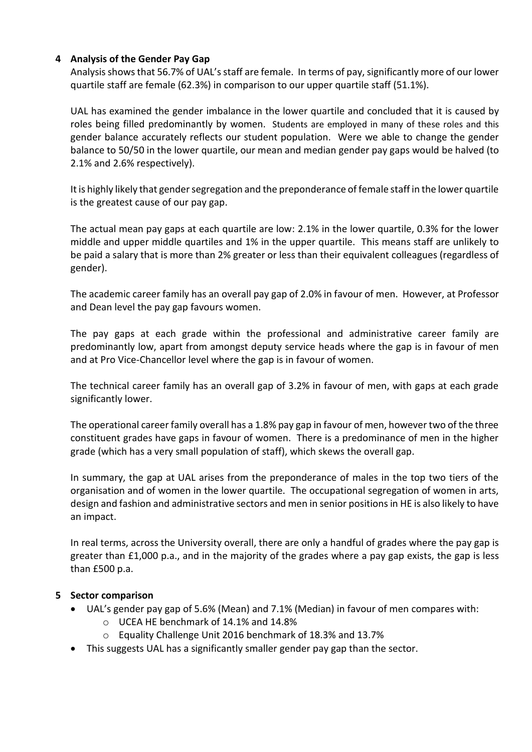## 4 Analysis of the Gender Pay Gap

Analysis shows that 56.7% of UAL's staff are female. In terms of pay, significantly more of our lower quartile staff are female (62.3%) in comparison to our upper quartile staff (51.1%).

UAL has examined the gender imbalance in the lower quartile and concluded that it is caused by roles being filled predominantly by women. Students are employed in many of these roles and this gender balance accurately reflects our student population. Were we able to change the gender balance to 50/50 in the lower quartile, our mean and median gender pay gaps would be halved (to 2.1% and 2.6% respectively).

It is highly likely that gender segregation and the preponderance of female staff in the lower quartile is the greatest cause of our pay gap.

The actual mean pay gaps at each quartile are low: 2.1% in the lower quartile, 0.3% for the lower middle and upper middle quartiles and 1% in the upper quartile. This means staff are unlikely to be paid a salary that is more than 2% greater or less than their equivalent colleagues (regardless of gender).

The academic career family has an overall pay gap of 2.0% in favour of men. However, at Professor and Dean level the pay gap favours women.

The pay gaps at each grade within the professional and administrative career family are predominantly low, apart from amongst deputy service heads where the gap is in favour of men and at Pro Vice-Chancellor level where the gap is in favour of women.

The technical career family has an overall gap of 3.2% in favour of men, with gaps at each grade significantly lower.

The operational career family overall has a 1.8% pay gap in favour of men, however two of the three constituent grades have gaps in favour of women. There is a predominance of men in the higher grade (which has a very small population of staff), which skews the overall gap.

In summary, the gap at UAL arises from the preponderance of males in the top two tiers of the organisation and of women in the lower quartile. The occupational segregation of women in arts, design and fashion and administrative sectors and men in senior positions in HE is also likely to have an impact.

In real terms, across the University overall, there are only a handful of grades where the pay gap is greater than £1,000 p.a., and in the majority of the grades where a pay gap exists, the gap is less than £500 p.a.

## 5 Sector comparison

- UAL's gender pay gap of 5.6% (Mean) and 7.1% (Median) in favour of men compares with:
  - UCEA HE benchmark of 14.1% and 14.8%
  - Equality Challenge Unit 2016 benchmark of 18.3% and 13.7%
- This suggests UAL has a significantly smaller gender pay gap than the sector.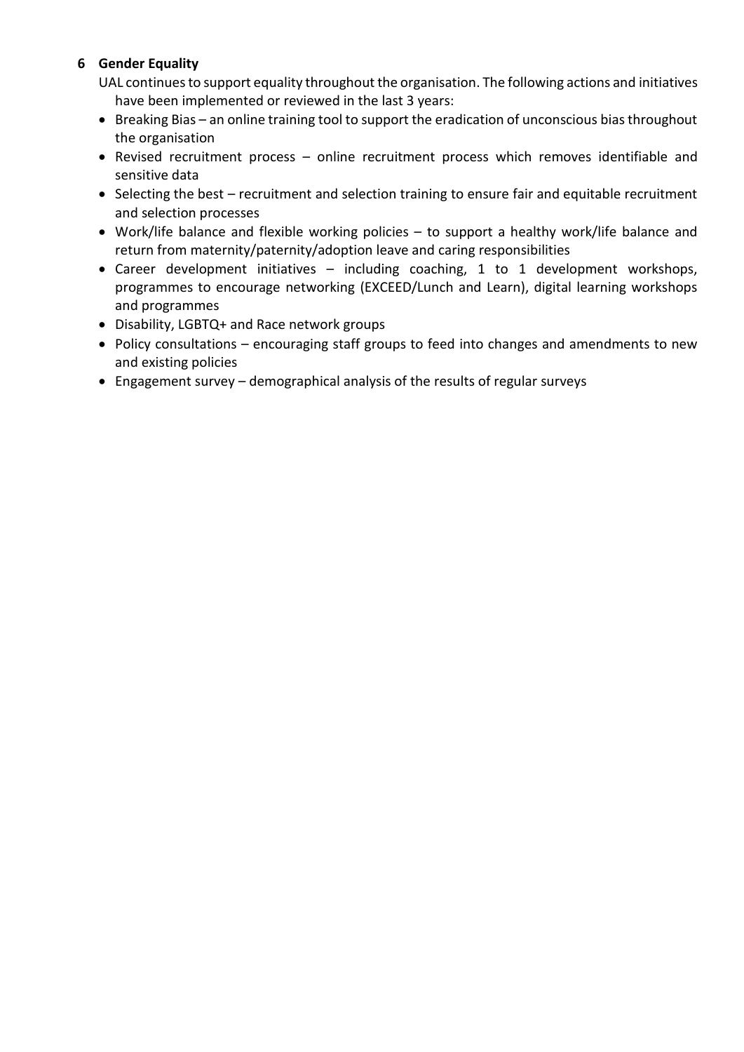## 6 Gender Equality

UAL continues to support equality throughout the organisation. The following actions and initiatives have been implemented or reviewed in the last 3 years:

- Breaking Bias – an online training tool to support the eradication of unconscious bias throughout the organisation
- Revised recruitment process – online recruitment process which removes identifiable and sensitive data
- Selecting the best – recruitment and selection training to ensure fair and equitable recruitment and selection processes
- Work/life balance and flexible working policies – to support a healthy work/life balance and return from maternity/paternity/adoption leave and caring responsibilities
- Career development initiatives – including coaching, 1 to 1 development workshops, programmes to encourage networking (EXCEED/Lunch and Learn), digital learning workshops and programmes
- Disability, LGBTQ+ and Race network groups
- Policy consultations – encouraging staff groups to feed into changes and amendments to new and existing policies
- Engagement survey – demographical analysis of the results of regular surveys